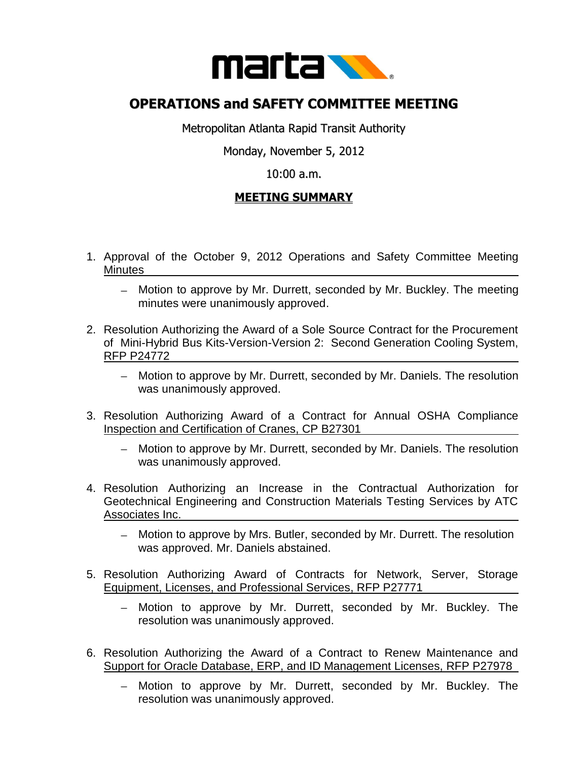# OPERATIONS and SAFETY COMMITTEE MEETING

Metropolitan Atlanta Rapid Transit Authority

Monday, November 5, 2012

10:00 a.m.

## MEETING SUMMARY

1. Approval of the October 9, 2012 Operations and Safety Committee Meeting Minutes
   - Motion to approve by Mr. Durrett, seconded by Mr. Buckley. The meeting minutes were unanimously approved.

2. Resolution Authorizing the Award of a Sole Source Contract for the Procurement of Mini-Hybrid Bus Kits-Version-Version 2: Second Generation Cooling System, RFP P24772
   - Motion to approve by Mr. Durrett, seconded by Mr. Daniels. The resolution was unanimously approved.

3. Resolution Authorizing Award of a Contract for Annual OSHA Compliance Inspection and Certification of Cranes, CP B27301
   - Motion to approve by Mr. Durrett, seconded by Mr. Daniels. The resolution was unanimously approved.

4. Resolution Authorizing an Increase in the Contractual Authorization for Geotechnical Engineering and Construction Materials Testing Services by ATC Associates Inc.
   - Motion to approve by Mrs. Butler, seconded by Mr. Durrett. The resolution was approved. Mr. Daniels abstained.

5. Resolution Authorizing Award of Contracts for Network, Server, Storage Equipment, Licenses, and Professional Services, RFP P27771
   - Motion to approve by Mr. Durrett, seconded by Mr. Buckley. The resolution was unanimously approved.

6. Resolution Authorizing the Award of a Contract to Renew Maintenance and Support for Oracle Database, ERP, and ID Management Licenses, RFP P27978
   - Motion to approve by Mr. Durrett, seconded by Mr. Buckley. The resolution was unanimously approved.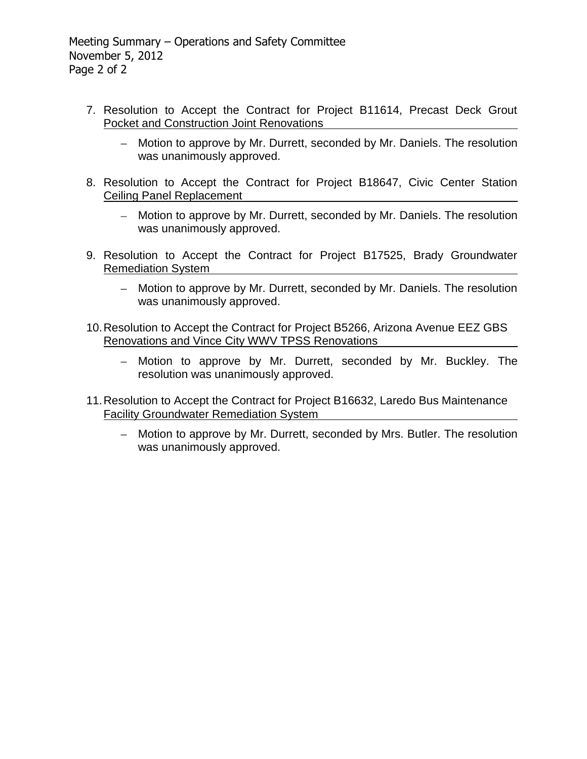7. Resolution to Accept the Contract for Project B11614, Precast Deck Grout Pocket and Construction Joint Renovations

   – Motion to approve by Mr. Durrett, seconded by Mr. Daniels. The resolution was unanimously approved.

8. Resolution to Accept the Contract for Project B18647, Civic Center Station Ceiling Panel Replacement

   – Motion to approve by Mr. Durrett, seconded by Mr. Daniels. The resolution was unanimously approved.

9. Resolution to Accept the Contract for Project B17525, Brady Groundwater Remediation System

   – Motion to approve by Mr. Durrett, seconded by Mr. Daniels. The resolution was unanimously approved.

10. Resolution to Accept the Contract for Project B5266, Arizona Avenue EEZ GBS Renovations and Vince City WWV TPSS Renovations

    – Motion to approve by Mr. Durrett, seconded by Mr. Buckley. The resolution was unanimously approved.

11. Resolution to Accept the Contract for Project B16632, Laredo Bus Maintenance Facility Groundwater Remediation System

    – Motion to approve by Mr. Durrett, seconded by Mrs. Butler. The resolution was unanimously approved.